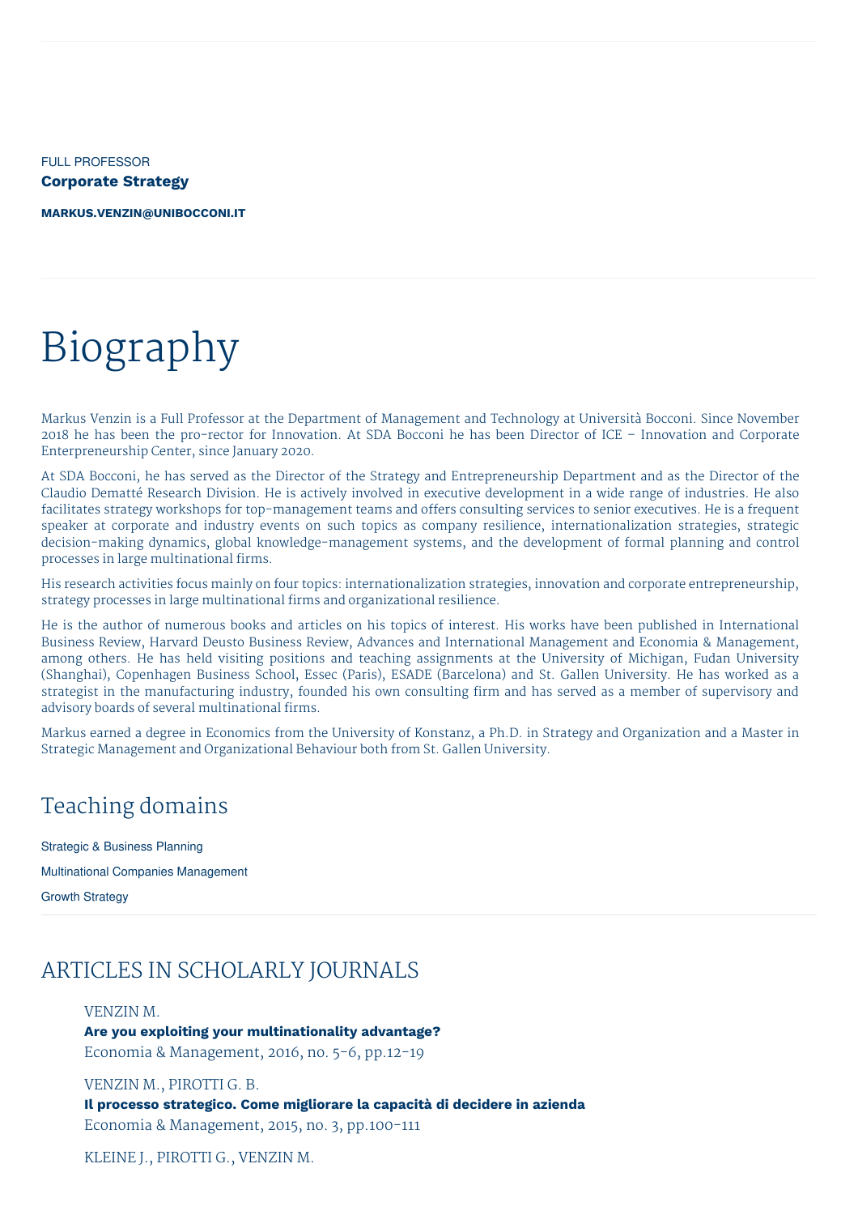FULL PROFESSOR

**Corporate Strategy**

**MARKUS.VENZIN@UNIBOCCONI.IT**

# Biography

Markus Venzin is a Full Professor at the Department of Management and Technology at Università Bocconi. Since November 2018 he has been the pro-rector for Innovation. At SDA Bocconi he has been Director of ICE – Innovation and Corporate Enterpreneurship Center, since January 2020.

At SDA Bocconi, he has served as the Director of the Strategy and Entrepreneurship Department and as the Director of the Claudio Demattè Research Division. He is actively involved in executive development in a wide range of industries. He also facilitates strategy workshops for top-management teams and offers consulting services to senior executives. He is a frequent speaker at corporate and industry events on such topics as company resilience, internationalization strategies, strategic decision-making dynamics, global knowledge-management systems, and the development of formal planning and control processes in large multinational firms.

His research activities focus mainly on four topics: internationalization strategies, innovation and corporate entrepreneurship, strategy processes in large multinational firms and organizational resilience.

He is the author of numerous books and articles on his topics of interest. His works have been published in International Business Review, Harvard Deusto Business Review, Advances and International Management and Economia & Management, among others. He has held visiting positions and teaching assignments at the University of Michigan, Fudan University (Shanghai), Copenhagen Business School, Essec (Paris), ESADE (Barcelona) and St. Gallen University. He has worked as a strategist in the manufacturing industry, founded his own consulting firm and has served as a member of supervisory and advisory boards of several multinational firms.

Markus earned a degree in Economics from the University of Konstanz, a Ph.D. in Strategy and Organization and a Master in Strategic Management and Organizational Behaviour both from St. Gallen University.

## Teaching domains

Strategic & Business Planning

Multinational Companies Management

Growth Strategy

## ARTICLES IN SCHOLARLY JOURNALS

VENZIN M.
**Are you exploiting your multinationality advantage?**
Economia & Management, 2016, no. 5-6, pp.12-19

VENZIN M., PIROTTI G. B.
**Il processo strategico. Come migliorare la capacità di decidere in azienda**
Economia & Management, 2015, no. 3, pp.100-111

KLEINE J., PIROTTI G., VENZIN M.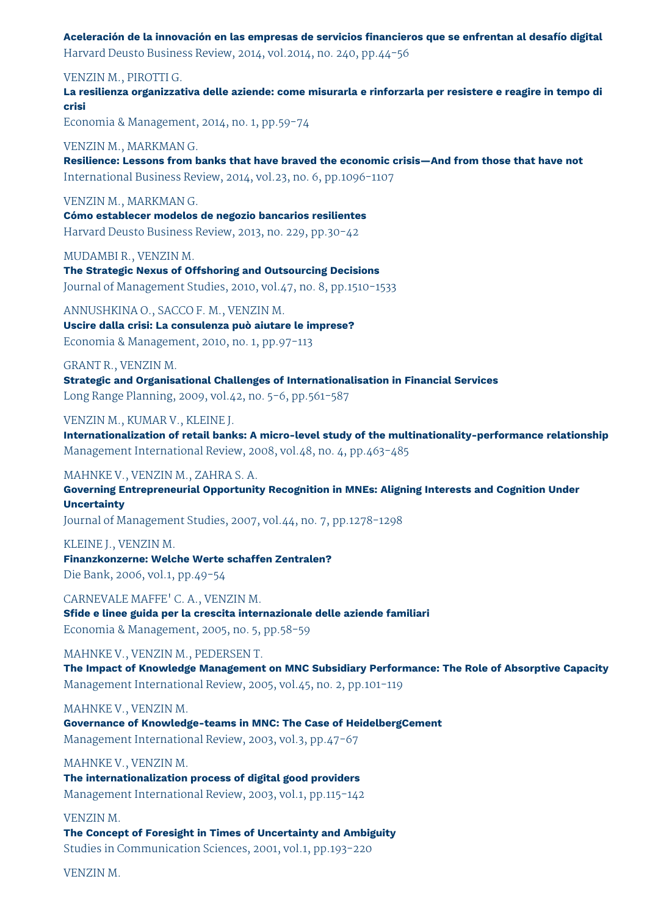**Aceleración de la innovación en las empresas de servicios financieros que se enfrentan al desafío digital**
Harvard Deusto Business Review, 2014, vol.2014, no. 240, pp.44-56

VENZIN M., PIROTTI G.
**La resilienza organizzativa delle aziende: come misurarla e rinforzarla per resistere e reagire in tempo di crisi**
Economia & Management, 2014, no. 1, pp.59-74

VENZIN M., MARKMAN G.
**Resilience: Lessons from banks that have braved the economic crisis—And from those that have not**
International Business Review, 2014, vol.23, no. 6, pp.1096-1107

VENZIN M., MARKMAN G.
**Cómo establecer modelos de negozio bancarios resilientes**
Harvard Deusto Business Review, 2013, no. 229, pp.30-42

MUDAMBI R., VENZIN M.
**The Strategic Nexus of Offshoring and Outsourcing Decisions**
Journal of Management Studies, 2010, vol.47, no. 8, pp.1510-1533

ANNUSHKINA O., SACCO F. M., VENZIN M.
**Uscire dalla crisi: La consulenza può aiutare le imprese?**
Economia & Management, 2010, no. 1, pp.97-113

GRANT R., VENZIN M.
**Strategic and Organisational Challenges of Internationalisation in Financial Services**
Long Range Planning, 2009, vol.42, no. 5-6, pp.561-587

VENZIN M., KUMAR V., KLEINE J.
**Internationalization of retail banks: A micro-level study of the multinationality-performance relationship**
Management International Review, 2008, vol.48, no. 4, pp.463-485

MAHNKE V., VENZIN M., ZAHRA S. A.
**Governing Entrepreneurial Opportunity Recognition in MNEs: Aligning Interests and Cognition Under Uncertainty**
Journal of Management Studies, 2007, vol.44, no. 7, pp.1278-1298

KLEINE J., VENZIN M.
**Finanzkonzerne: Welche Werte schaffen Zentralen?**
Die Bank, 2006, vol.1, pp.49-54

CARNEVALE MAFFE' C. A., VENZIN M.
**Sfide e linee guida per la crescita internazionale delle aziende familiari**
Economia & Management, 2005, no. 5, pp.58-59

MAHNKE V., VENZIN M., PEDERSEN T.
**The Impact of Knowledge Management on MNC Subsidiary Performance: The Role of Absorptive Capacity**
Management International Review, 2005, vol.45, no. 2, pp.101-119

MAHNKE V., VENZIN M.
**Governance of Knowledge-teams in MNC: The Case of HeidelbergCement**
Management International Review, 2003, vol.3, pp.47-67

MAHNKE V., VENZIN M.
**The internationalization process of digital good providers**
Management International Review, 2003, vol.1, pp.115-142

VENZIN M.
**The Concept of Foresight in Times of Uncertainty and Ambiguity**
Studies in Communication Sciences, 2001, vol.1, pp.193-220

VENZIN M.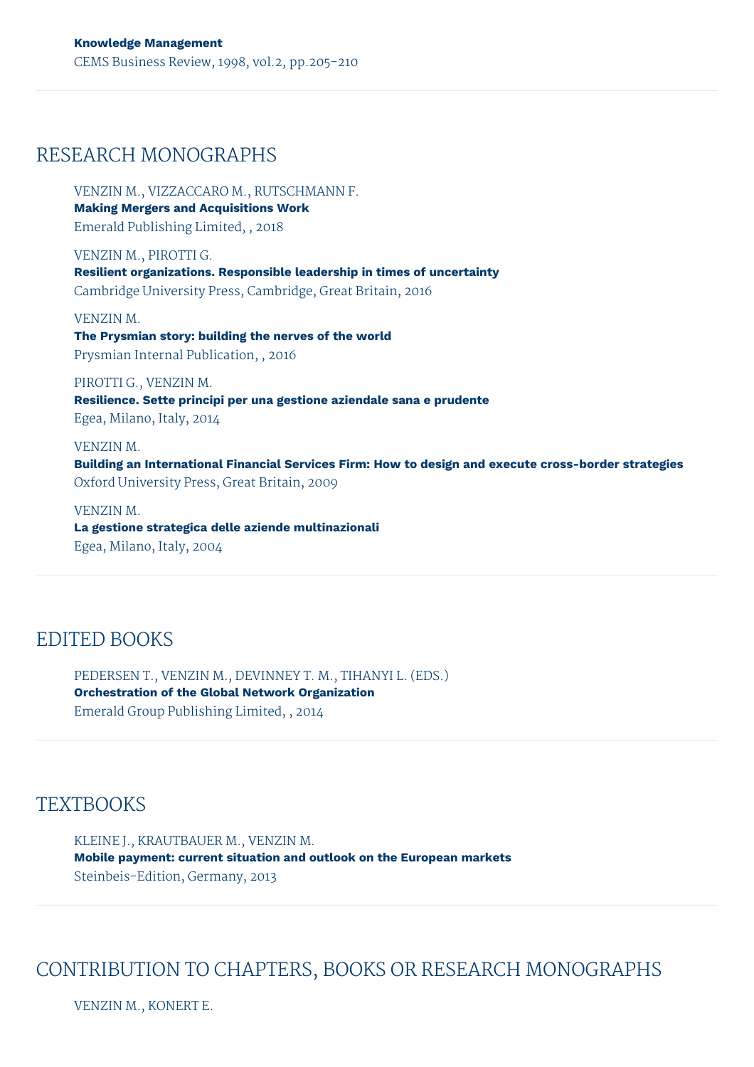**Knowledge Management**
CEMS Business Review, 1998, vol.2, pp.205-210

## RESEARCH MONOGRAPHS

VENZIN M., VIZZACCARO M., RUTSCHMANN F.
**Making Mergers and Acquisitions Work**
Emerald Publishing Limited, , 2018

VENZIN M., PIROTTI G.
**Resilient organizations. Responsible leadership in times of uncertainty**
Cambridge University Press, Cambridge, Great Britain, 2016

VENZIN M.
**The Prysmian story: building the nerves of the world**
Prysmian Internal Publication, , 2016

PIROTTI G., VENZIN M.
**Resilience. Sette principi per una gestione aziendale sana e prudente**
Egea, Milano, Italy, 2014

VENZIN M.
**Building an International Financial Services Firm: How to design and execute cross-border strategies**
Oxford University Press, Great Britain, 2009

VENZIN M.
**La gestione strategica delle aziende multinazionali**
Egea, Milano, Italy, 2004

## EDITED BOOKS

PEDERSEN T., VENZIN M., DEVINNEY T. M., TIHANYI L. (EDS.)
**Orchestration of the Global Network Organization**
Emerald Group Publishing Limited, , 2014

## TEXTBOOKS

KLEINE J., KRAUTBAUER M., VENZIN M.
**Mobile payment: current situation and outlook on the European markets**
Steinbeis-Edition, Germany, 2013

## CONTRIBUTION TO CHAPTERS, BOOKS OR RESEARCH MONOGRAPHS

VENZIN M., KONERT E.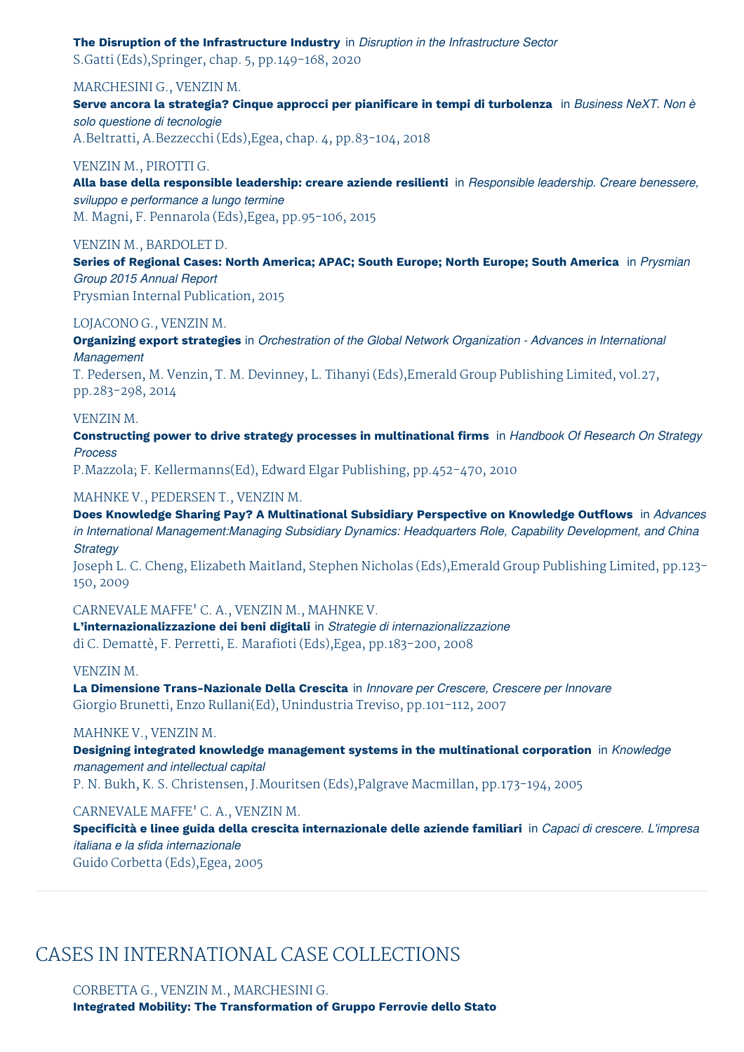**The Disruption of the Infrastructure Industry** in *Disruption in the Infrastructure Sector*
S.Gatti (Eds),Springer, chap. 5, pp.149-168, 2020

MARCHESINI G., VENZIN M.
**Serve ancora la strategia? Cinque approcci per pianificare in tempi di turbolenza** in *Business NeXT. Non è solo questione di tecnologie*
A.Beltratti, A.Bezzecchi (Eds),Egea, chap. 4, pp.83-104, 2018

VENZIN M., PIROTTI G.
**Alla base della responsible leadership: creare aziende resilienti** in *Responsible leadership. Creare benessere, sviluppo e performance a lungo termine*
M. Magni, F. Pennarola (Eds),Egea, pp.95-106, 2015

VENZIN M., BARDOLET D.
**Series of Regional Cases: North America; APAC; South Europe; North Europe; South America** in *Prysmian Group 2015 Annual Report*
Prysmian Internal Publication, 2015

LOJACONO G., VENZIN M.
**Organizing export strategies** in *Orchestration of the Global Network Organization - Advances in International Management*
T. Pedersen, M. Venzin, T. M. Devinney, L. Tihanyi (Eds),Emerald Group Publishing Limited, vol.27, pp.283-298, 2014

VENZIN M.
**Constructing power to drive strategy processes in multinational firms** in *Handbook Of Research On Strategy Process*
P.Mazzola; F. Kellermanns(Ed), Edward Elgar Publishing, pp.452-470, 2010

MAHNKE V., PEDERSEN T., VENZIN M.
**Does Knowledge Sharing Pay? A Multinational Subsidiary Perspective on Knowledge Outflows** in *Advances in International Management:Managing Subsidiary Dynamics: Headquarters Role, Capability Development, and China Strategy*
Joseph L. C. Cheng, Elizabeth Maitland, Stephen Nicholas (Eds),Emerald Group Publishing Limited, pp.123-150, 2009

CARNEVALE MAFFE' C. A., VENZIN M., MAHNKE V.
**L'internazionalizzazione dei beni digitali** in *Strategie di internazionalizzazione*
di C. Demattè, F. Perretti, E. Marafioti (Eds),Egea, pp.183-200, 2008

VENZIN M.
**La Dimensione Trans-Nazionale Della Crescita** in *Innovare per Crescere, Crescere per Innovare*
Giorgio Brunetti, Enzo Rullani(Ed), Unindustria Treviso, pp.101-112, 2007

MAHNKE V., VENZIN M.
**Designing integrated knowledge management systems in the multinational corporation** in *Knowledge management and intellectual capital*
P. N. Bukh, K. S. Christensen, J.Mouritsen (Eds),Palgrave Macmillan, pp.173-194, 2005

CARNEVALE MAFFE' C. A., VENZIN M.
**Specificità e linee guida della crescita internazionale delle aziende familiari** in *Capaci di crescere. L'impresa italiana e la sfida internazionale*
Guido Corbetta (Eds),Egea, 2005

## CASES IN INTERNATIONAL CASE COLLECTIONS

CORBETTA G., VENZIN M., MARCHESINI G.
**Integrated Mobility: The Transformation of Gruppo Ferrovie dello Stato**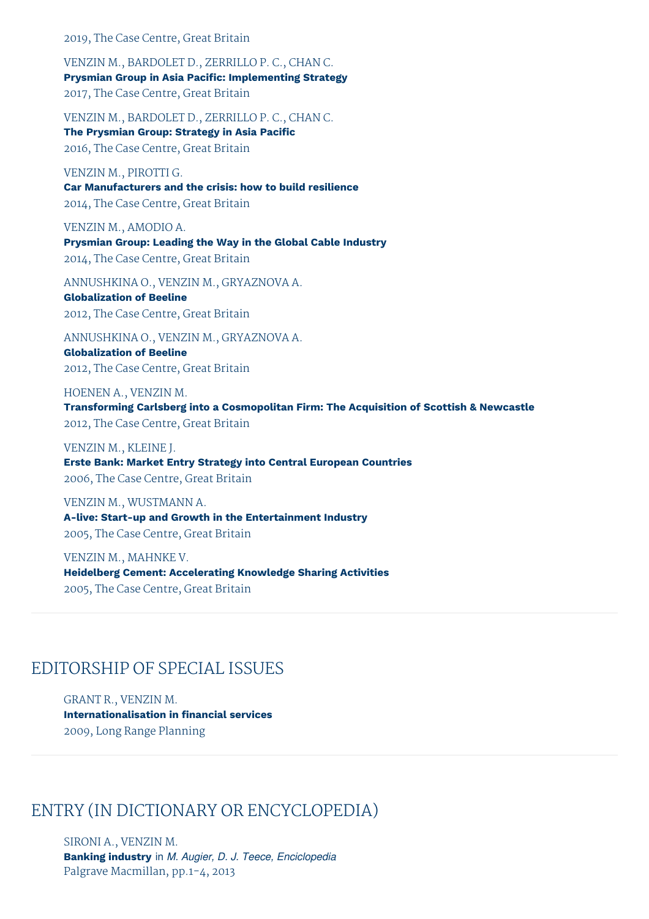2019, The Case Centre, Great Britain

VENZIN M., BARDOLET D., ZERRILLO P. C., CHAN C.
**Prysmian Group in Asia Pacific: Implementing Strategy**
2017, The Case Centre, Great Britain

VENZIN M., BARDOLET D., ZERRILLO P. C., CHAN C.
**The Prysmian Group: Strategy in Asia Pacific**
2016, The Case Centre, Great Britain

VENZIN M., PIROTTI G.
**Car Manufacturers and the crisis: how to build resilience**
2014, The Case Centre, Great Britain

VENZIN M., AMODIO A.
**Prysmian Group: Leading the Way in the Global Cable Industry**
2014, The Case Centre, Great Britain

ANNUSHKINA O., VENZIN M., GRYAZNOVA A.
**Globalization of Beeline**
2012, The Case Centre, Great Britain

ANNUSHKINA O., VENZIN M., GRYAZNOVA A.
**Globalization of Beeline**
2012, The Case Centre, Great Britain

HOENEN A., VENZIN M.
**Transforming Carlsberg into a Cosmopolitan Firm: The Acquisition of Scottish & Newcastle**
2012, The Case Centre, Great Britain

VENZIN M., KLEINE J.
**Erste Bank: Market Entry Strategy into Central European Countries**
2006, The Case Centre, Great Britain

VENZIN M., WUSTMANN A.
**A-live: Start-up and Growth in the Entertainment Industry**
2005, The Case Centre, Great Britain

VENZIN M., MAHNKE V.
**Heidelberg Cement: Accelerating Knowledge Sharing Activities**
2005, The Case Centre, Great Britain

## EDITORSHIP OF SPECIAL ISSUES

GRANT R., VENZIN M.
**Internationalisation in financial services**
2009, Long Range Planning

## ENTRY (IN DICTIONARY OR ENCYCLOPEDIA)

SIRONI A., VENZIN M.
**Banking industry** in *M. Augier, D. J. Teece, Enciclopedia*
Palgrave Macmillan, pp.1-4, 2013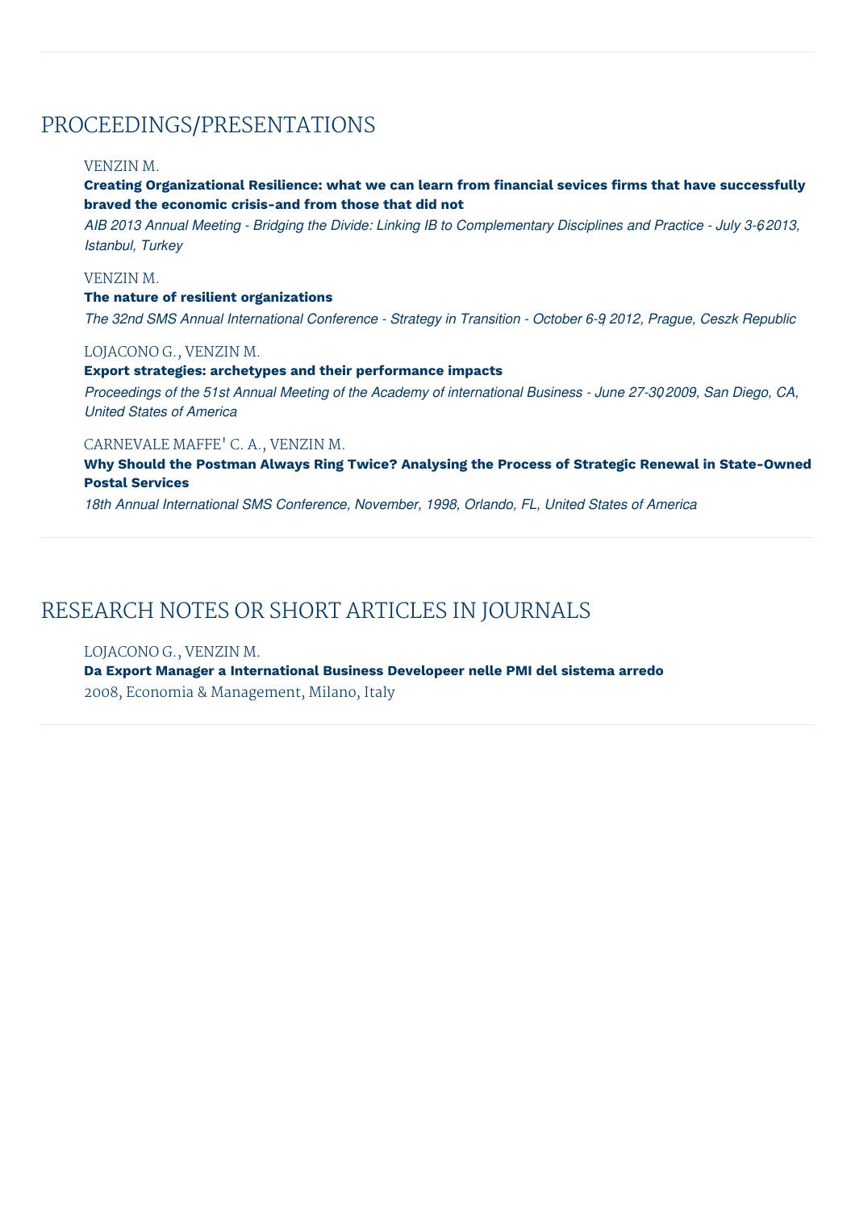## PROCEEDINGS/PRESENTATIONS

VENZIN M.

**Creating Organizational Resilience: what we can learn from financial sevices firms that have successfully braved the economic crisis-and from those that did not**

*AIB 2013 Annual Meeting - Bridging the Divide: Linking IB to Complementary Disciplines and Practice - July 3-6, 2013, Istanbul, Turkey*

VENZIN M.

**The nature of resilient organizations**

*The 32nd SMS Annual International Conference - Strategy in Transition - October 6-9, 2012, Prague, Ceszk Republic*

LOJACONO G., VENZIN M.

**Export strategies: archetypes and their performance impacts**

*Proceedings of the 51st Annual Meeting of the Academy of international Business - June 27-30, 2009, San Diego, CA, United States of America*

CARNEVALE MAFFE' C. A., VENZIN M.

**Why Should the Postman Always Ring Twice? Analysing the Process of Strategic Renewal in State-Owned Postal Services**

*18th Annual International SMS Conference, November, 1998, Orlando, FL, United States of America*

## RESEARCH NOTES OR SHORT ARTICLES IN JOURNALS

LOJACONO G., VENZIN M.

**Da Export Manager a International Business Developeer nelle PMI del sistema arredo**

2008, Economia & Management, Milano, Italy